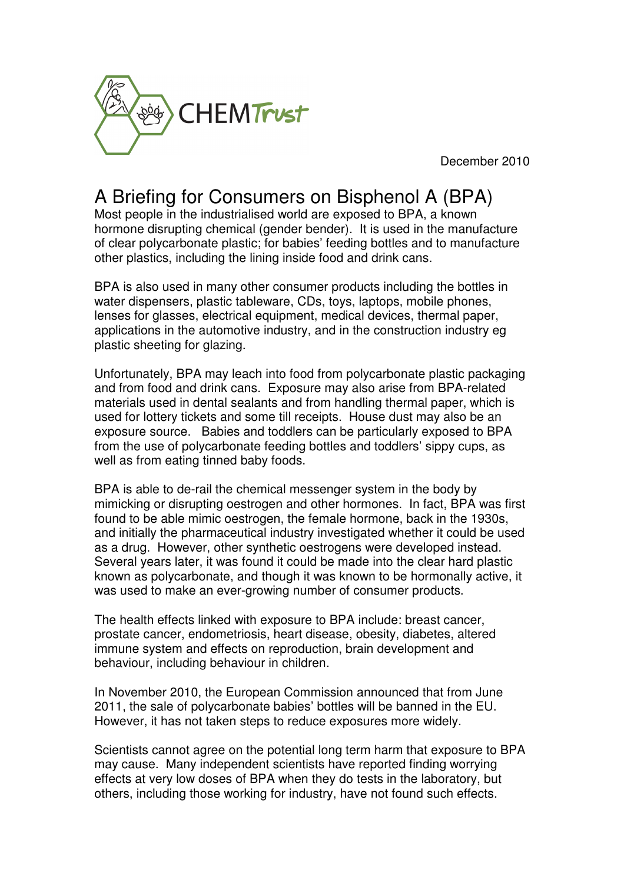CHEMTrust

December 2010

# A Briefing for Consumers on Bisphenol A (BPA)

Most people in the industrialised world are exposed to BPA, a known hormone disrupting chemical (gender bender). It is used in the manufacture of clear polycarbonate plastic; for babies' feeding bottles and to manufacture other plastics, including the lining inside food and drink cans.

BPA is also used in many other consumer products including the bottles in water dispensers, plastic tableware, CDs, toys, laptops, mobile phones, lenses for glasses, electrical equipment, medical devices, thermal paper, applications in the automotive industry, and in the construction industry eg plastic sheeting for glazing.

Unfortunately, BPA may leach into food from polycarbonate plastic packaging and from food and drink cans. Exposure may also arise from BPA-related materials used in dental sealants and from handling thermal paper, which is used for lottery tickets and some till receipts. House dust may also be an exposure source. Babies and toddlers can be particularly exposed to BPA from the use of polycarbonate feeding bottles and toddlers' sippy cups, as well as from eating tinned baby foods.

BPA is able to de-rail the chemical messenger system in the body by mimicking or disrupting oestrogen and other hormones. In fact, BPA was first found to be able mimic oestrogen, the female hormone, back in the 1930s, and initially the pharmaceutical industry investigated whether it could be used as a drug. However, other synthetic oestrogens were developed instead. Several years later, it was found it could be made into the clear hard plastic known as polycarbonate, and though it was known to be hormonally active, it was used to make an ever-growing number of consumer products.

The health effects linked with exposure to BPA include: breast cancer, prostate cancer, endometriosis, heart disease, obesity, diabetes, altered immune system and effects on reproduction, brain development and behaviour, including behaviour in children.

In November 2010, the European Commission announced that from June 2011, the sale of polycarbonate babies' bottles will be banned in the EU. However, it has not taken steps to reduce exposures more widely.

Scientists cannot agree on the potential long term harm that exposure to BPA may cause. Many independent scientists have reported finding worrying effects at very low doses of BPA when they do tests in the laboratory, but others, including those working for industry, have not found such effects.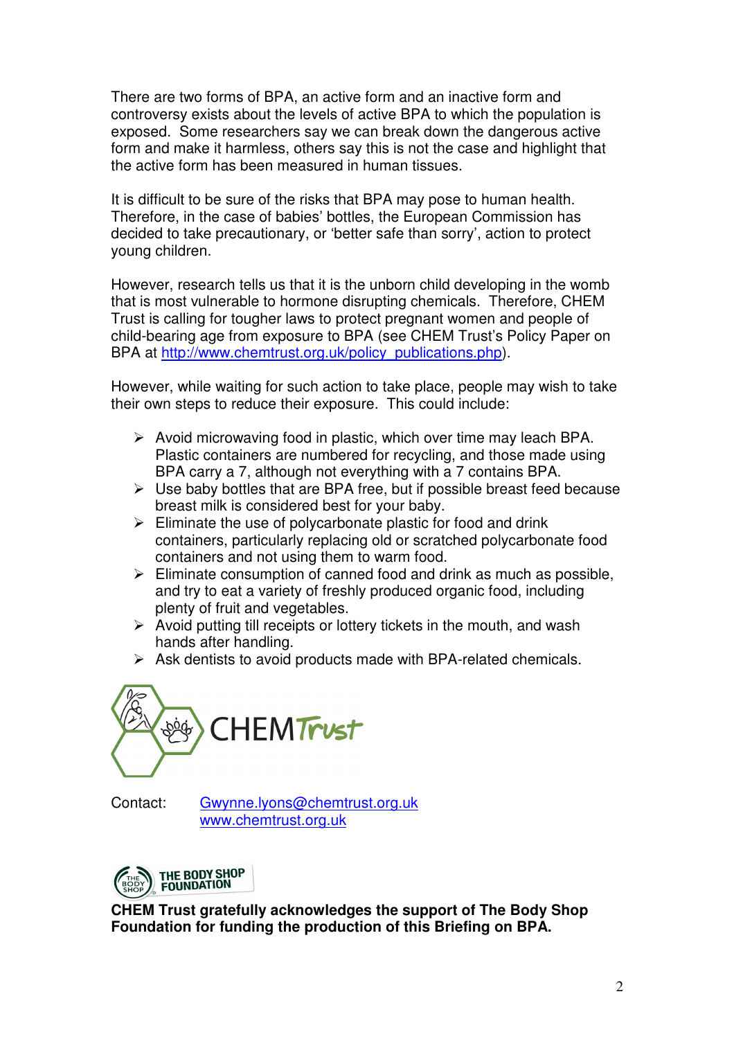There are two forms of BPA, an active form and an inactive form and controversy exists about the levels of active BPA to which the population is exposed. Some researchers say we can break down the dangerous active form and make it harmless, others say this is not the case and highlight that the active form has been measured in human tissues.

It is difficult to be sure of the risks that BPA may pose to human health. Therefore, in the case of babies' bottles, the European Commission has decided to take precautionary, or 'better safe than sorry', action to protect young children.

However, research tells us that it is the unborn child developing in the womb that is most vulnerable to hormone disrupting chemicals. Therefore, CHEM Trust is calling for tougher laws to protect pregnant women and people of child-bearing age from exposure to BPA (see CHEM Trust's Policy Paper on BPA at http://www.chemtrust.org.uk/policy_publications.php).

However, while waiting for such action to take place, people may wish to take their own steps to reduce their exposure. This could include:

- Avoid microwaving food in plastic, which over time may leach BPA. Plastic containers are numbered for recycling, and those made using BPA carry a 7, although not everything with a 7 contains BPA.
- Use baby bottles that are BPA free, but if possible breast feed because breast milk is considered best for your baby.
- Eliminate the use of polycarbonate plastic for food and drink containers, particularly replacing old or scratched polycarbonate food containers and not using them to warm food.
- Eliminate consumption of canned food and drink as much as possible, and try to eat a variety of freshly produced organic food, including plenty of fruit and vegetables.
- Avoid putting till receipts or lottery tickets in the mouth, and wash hands after handling.
- Ask dentists to avoid products made with BPA-related chemicals.

CHEM Trust

Contact: Gwynne.lyons@chemtrust.org.uk
www.chemtrust.org.uk

THE BODY SHOP FOUNDATION

**CHEM Trust gratefully acknowledges the support of The Body Shop Foundation for funding the production of this Briefing on BPA.**